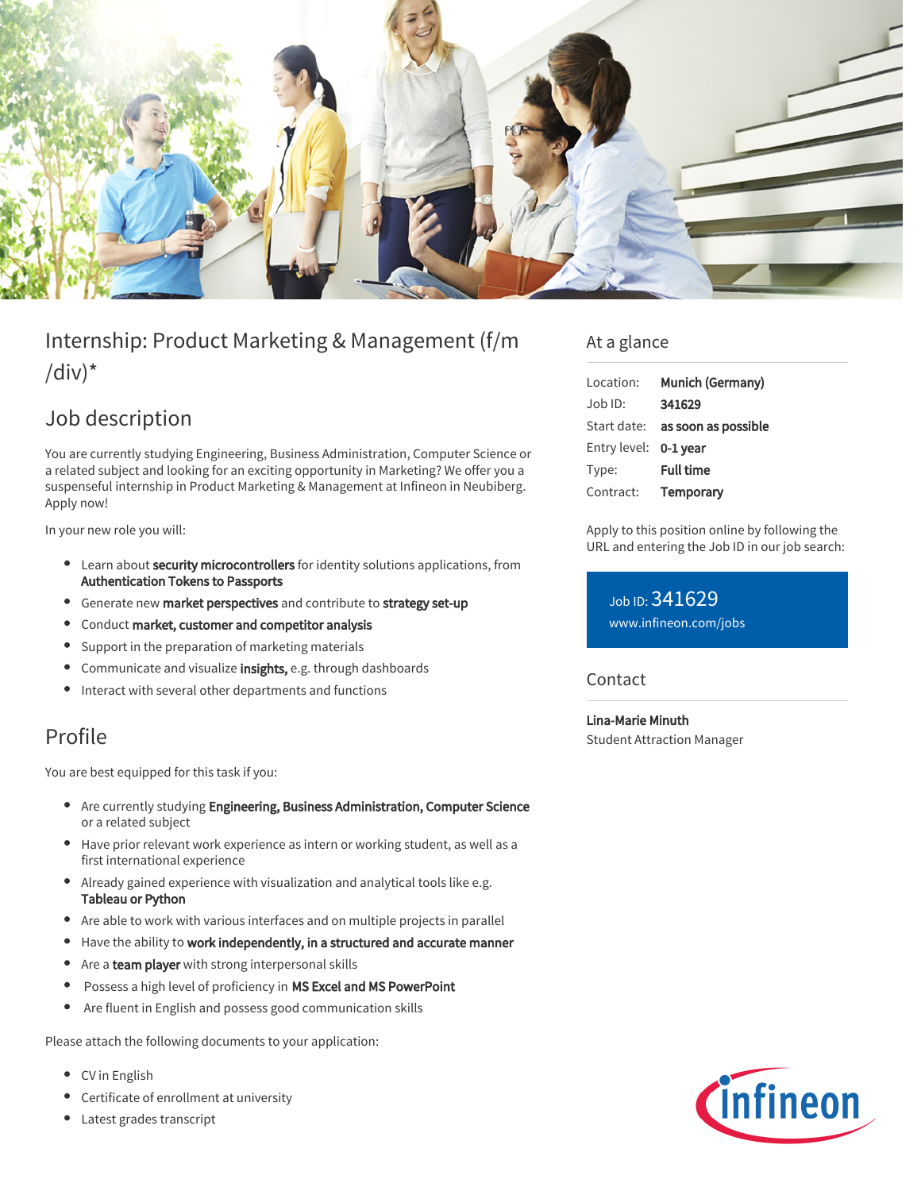# Internship: Product Marketing & Management (f/m/div)*

## Job description

You are currently studying Engineering, Business Administration, Computer Science or a related subject and looking for an exciting opportunity in Marketing? We offer you a suspenseful internship in Product Marketing & Management at Infineon in Neubiberg. Apply now!

In your new role you will:

- Learn about **security microcontrollers** for identity solutions applications, from **Authentication Tokens to Passports**
- Generate new **market perspectives** and contribute to **strategy set-up**
- Conduct **market, customer and competitor analysis**
- Support in the preparation of marketing materials
- Communicate and visualize **insights,** e.g. through dashboards
- Interact with several other departments and functions

## Profile

You are best equipped for this task if you:

- Are currently studying **Engineering, Business Administration, Computer Science** or a related subject
- Have prior relevant work experience as intern or working student, as well as a first international experience
- Already gained experience with visualization and analytical tools like e.g. **Tableau or Python**
- Are able to work with various interfaces and on multiple projects in parallel
- Have the ability to **work independently, in a structured and accurate manner**
- Are a **team player** with strong interpersonal skills
- Possess a high level of proficiency in **MS Excel and MS PowerPoint**
- Are fluent in English and possess good communication skills

Please attach the following documents to your application:

- CV in English
- Certificate of enrollment at university
- Latest grades transcript

## At a glance

| | |
|---|---|
| Location: | **Munich (Germany)** |
| Job ID: | **341629** |
| Start date: | **as soon as possible** |
| Entry level: | **0-1 year** |
| Type: | **Full time** |
| Contract: | **Temporary** |

Apply to this position online by following the URL and entering the Job ID in our job search:

Job ID: 341629
www.infineon.com/jobs

## Contact

**Lina-Marie Minuth**
Student Attraction Manager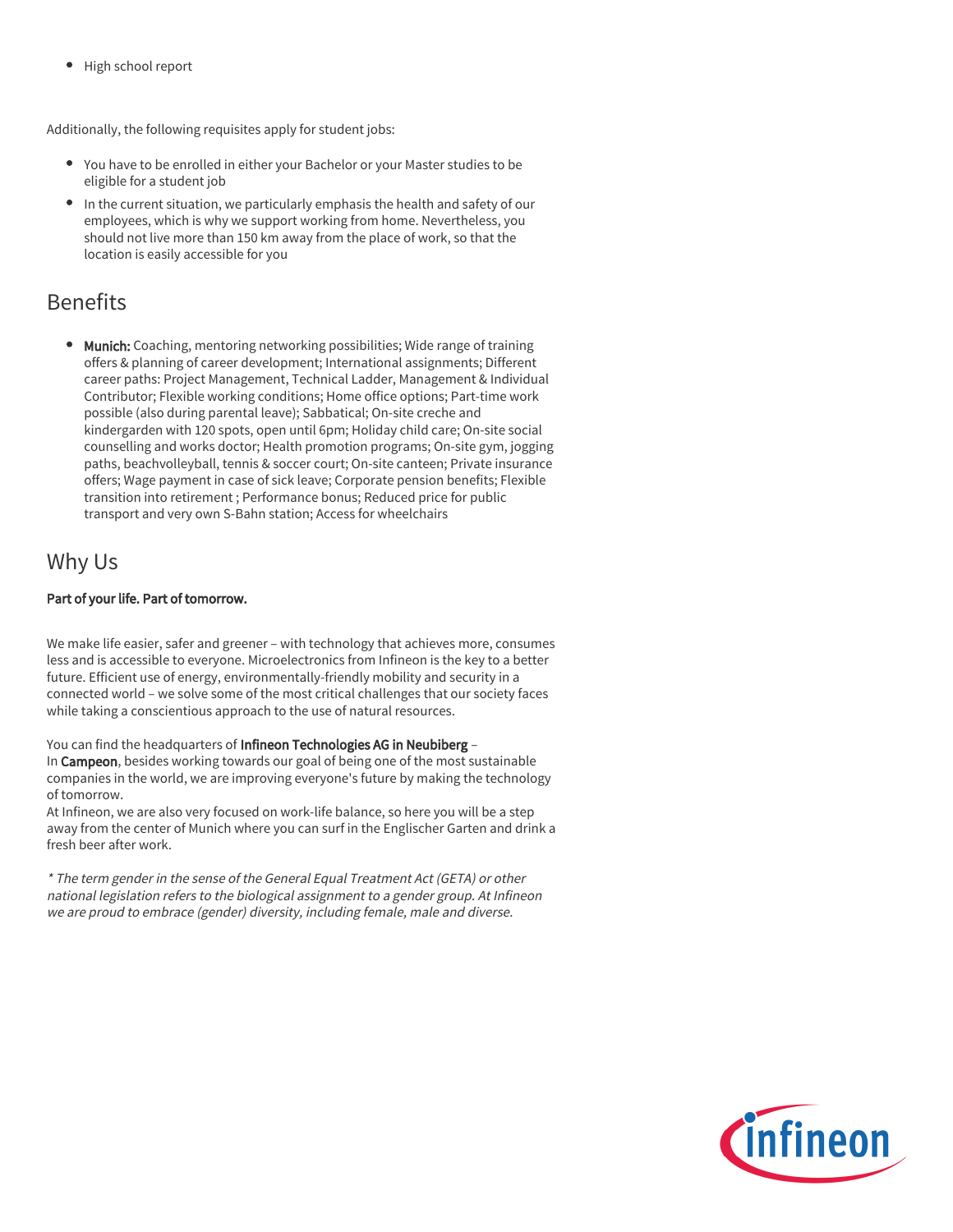- High school report

Additionally, the following requisites apply for student jobs:

- You have to be enrolled in either your Bachelor or your Master studies to be eligible for a student job
- In the current situation, we particularly emphasis the health and safety of our employees, which is why we support working from home. Nevertheless, you should not live more than 150 km away from the place of work, so that the location is easily accessible for you

## Benefits

- **Munich:** Coaching, mentoring networking possibilities; Wide range of training offers & planning of career development; International assignments; Different career paths: Project Management, Technical Ladder, Management & Individual Contributor; Flexible working conditions; Home office options; Part-time work possible (also during parental leave); Sabbatical; On-site creche and kindergarden with 120 spots, open until 6pm; Holiday child care; On-site social counselling and works doctor; Health promotion programs; On-site gym, jogging paths, beachvolleyball, tennis & soccer court; On-site canteen; Private insurance offers; Wage payment in case of sick leave; Corporate pension benefits; Flexible transition into retirement ; Performance bonus; Reduced price for public transport and very own S-Bahn station; Access for wheelchairs

## Why Us

**Part of your life. Part of tomorrow.**

We make life easier, safer and greener – with technology that achieves more, consumes less and is accessible to everyone. Microelectronics from Infineon is the key to a better future. Efficient use of energy, environmentally-friendly mobility and security in a connected world – we solve some of the most critical challenges that our society faces while taking a conscientious approach to the use of natural resources.

You can find the headquarters of **Infineon Technologies AG in Neubiberg** –
In **Campeon**, besides working towards our goal of being one of the most sustainable companies in the world, we are improving everyone's future by making the technology of tomorrow.
At Infineon, we are also very focused on work-life balance, so here you will be a step away from the center of Munich where you can surf in the Englischer Garten and drink a fresh beer after work.

*\* The term gender in the sense of the General Equal Treatment Act (GETA) or other national legislation refers to the biological assignment to a gender group. At Infineon we are proud to embrace (gender) diversity, including female, male and diverse.*